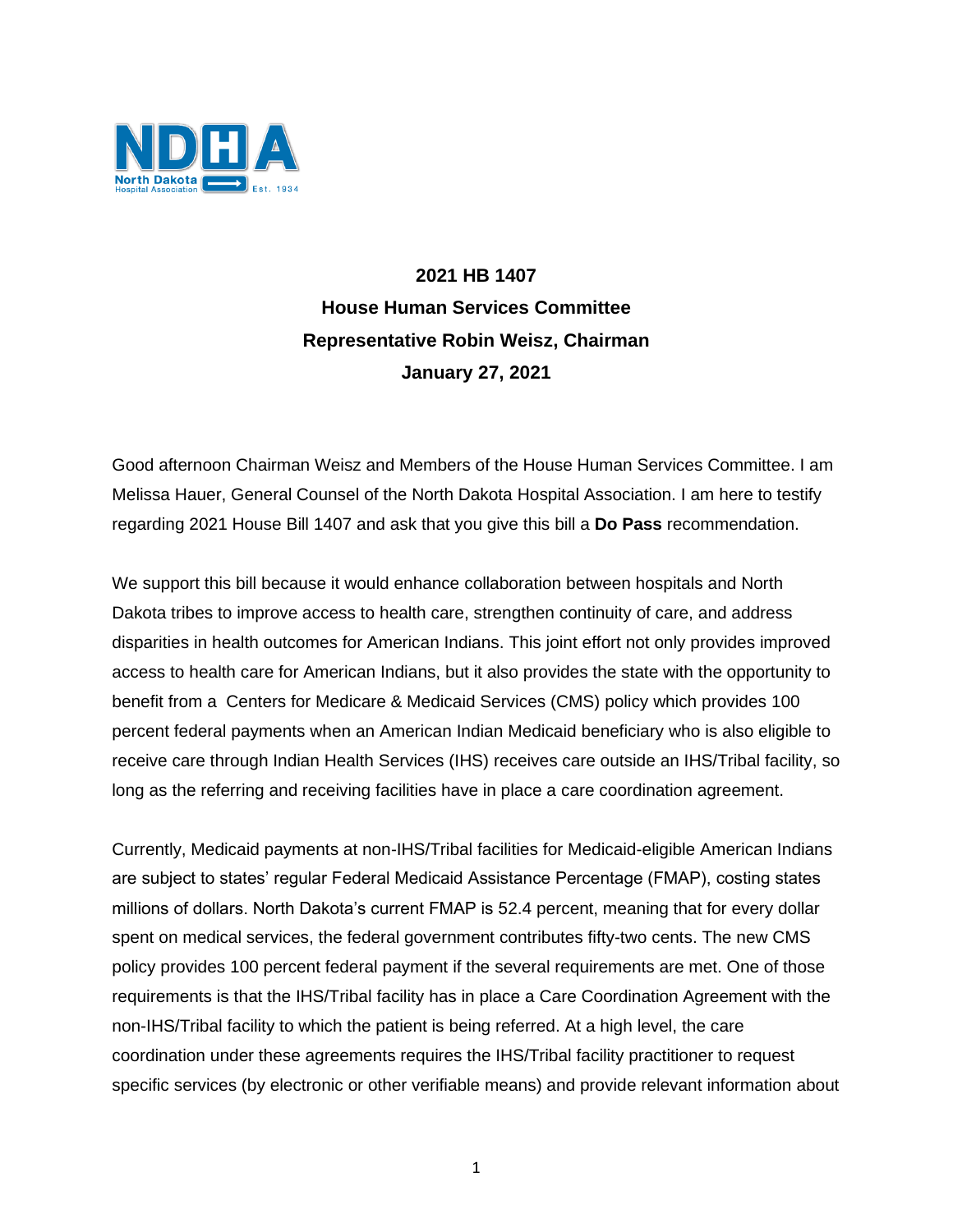**2021 HB 1407**
**House Human Services Committee**
**Representative Robin Weisz, Chairman**
**January 27, 2021**

Good afternoon Chairman Weisz and Members of the House Human Services Committee. I am Melissa Hauer, General Counsel of the North Dakota Hospital Association. I am here to testify regarding 2021 House Bill 1407 and ask that you give this bill a **Do Pass** recommendation.

We support this bill because it would enhance collaboration between hospitals and North Dakota tribes to improve access to health care, strengthen continuity of care, and address disparities in health outcomes for American Indians. This joint effort not only provides improved access to health care for American Indians, but it also provides the state with the opportunity to benefit from a Centers for Medicare & Medicaid Services (CMS) policy which provides 100 percent federal payments when an American Indian Medicaid beneficiary who is also eligible to receive care through Indian Health Services (IHS) receives care outside an IHS/Tribal facility, so long as the referring and receiving facilities have in place a care coordination agreement.

Currently, Medicaid payments at non-IHS/Tribal facilities for Medicaid-eligible American Indians are subject to states' regular Federal Medicaid Assistance Percentage (FMAP), costing states millions of dollars. North Dakota's current FMAP is 52.4 percent, meaning that for every dollar spent on medical services, the federal government contributes fifty-two cents. The new CMS policy provides 100 percent federal payment if the several requirements are met. One of those requirements is that the IHS/Tribal facility has in place a Care Coordination Agreement with the non-IHS/Tribal facility to which the patient is being referred. At a high level, the care coordination under these agreements requires the IHS/Tribal facility practitioner to request specific services (by electronic or other verifiable means) and provide relevant information about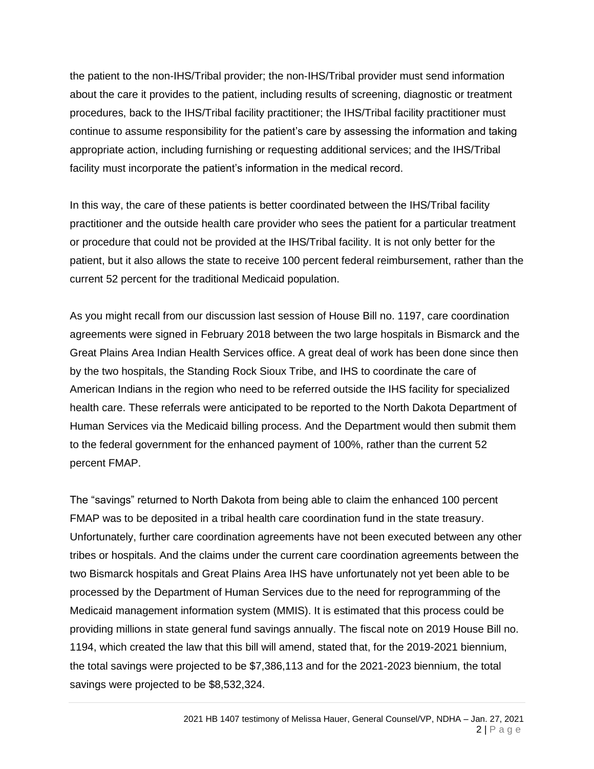the patient to the non-IHS/Tribal provider; the non-IHS/Tribal provider must send information about the care it provides to the patient, including results of screening, diagnostic or treatment procedures, back to the IHS/Tribal facility practitioner; the IHS/Tribal facility practitioner must continue to assume responsibility for the patient's care by assessing the information and taking appropriate action, including furnishing or requesting additional services; and the IHS/Tribal facility must incorporate the patient's information in the medical record.

In this way, the care of these patients is better coordinated between the IHS/Tribal facility practitioner and the outside health care provider who sees the patient for a particular treatment or procedure that could not be provided at the IHS/Tribal facility. It is not only better for the patient, but it also allows the state to receive 100 percent federal reimbursement, rather than the current 52 percent for the traditional Medicaid population.

As you might recall from our discussion last session of House Bill no. 1197, care coordination agreements were signed in February 2018 between the two large hospitals in Bismarck and the Great Plains Area Indian Health Services office. A great deal of work has been done since then by the two hospitals, the Standing Rock Sioux Tribe, and IHS to coordinate the care of American Indians in the region who need to be referred outside the IHS facility for specialized health care. These referrals were anticipated to be reported to the North Dakota Department of Human Services via the Medicaid billing process. And the Department would then submit them to the federal government for the enhanced payment of 100%, rather than the current 52 percent FMAP.

The "savings" returned to North Dakota from being able to claim the enhanced 100 percent FMAP was to be deposited in a tribal health care coordination fund in the state treasury. Unfortunately, further care coordination agreements have not been executed between any other tribes or hospitals. And the claims under the current care coordination agreements between the two Bismarck hospitals and Great Plains Area IHS have unfortunately not yet been able to be processed by the Department of Human Services due to the need for reprogramming of the Medicaid management information system (MMIS). It is estimated that this process could be providing millions in state general fund savings annually. The fiscal note on 2019 House Bill no. 1194, which created the law that this bill will amend, stated that, for the 2019-2021 biennium, the total savings were projected to be $7,386,113 and for the 2021-2023 biennium, the total savings were projected to be $8,532,324.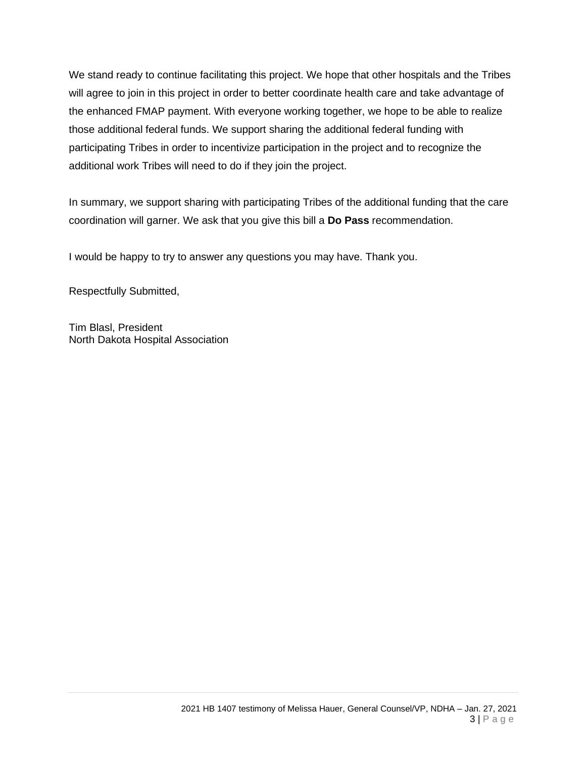We stand ready to continue facilitating this project. We hope that other hospitals and the Tribes will agree to join in this project in order to better coordinate health care and take advantage of the enhanced FMAP payment. With everyone working together, we hope to be able to realize those additional federal funds. We support sharing the additional federal funding with participating Tribes in order to incentivize participation in the project and to recognize the additional work Tribes will need to do if they join the project.

In summary, we support sharing with participating Tribes of the additional funding that the care coordination will garner. We ask that you give this bill a **Do Pass** recommendation.

I would be happy to try to answer any questions you may have. Thank you.

Respectfully Submitted,

Tim Blasl, President  
North Dakota Hospital Association